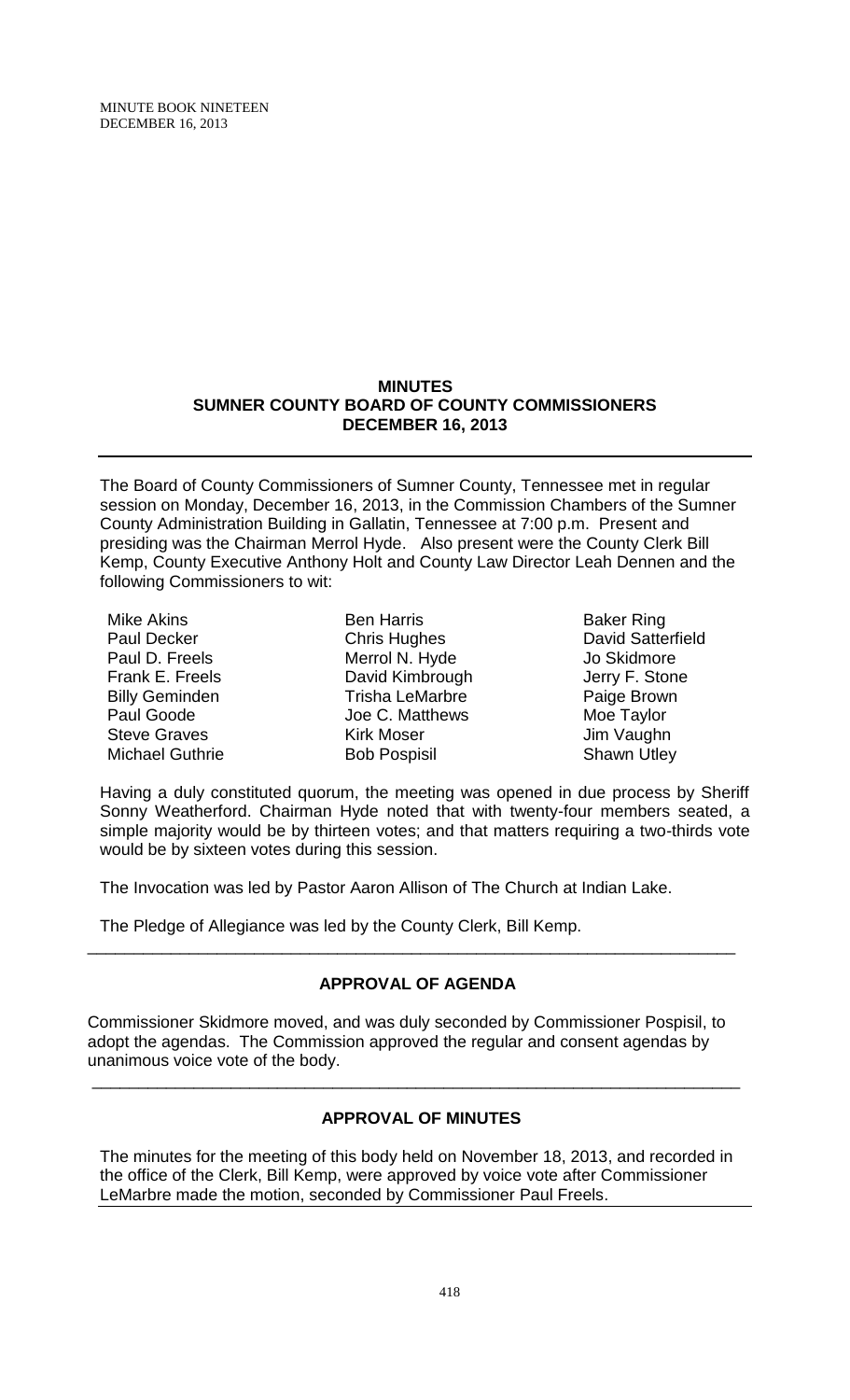## MINUTES
## SUMNER COUNTY BOARD OF COUNTY COMMISSIONERS
## DECEMBER 16, 2013

The Board of County Commissioners of Sumner County, Tennessee met in regular session on Monday, December 16, 2013, in the Commission Chambers of the Sumner County Administration Building in Gallatin, Tennessee at 7:00 p.m. Present and presiding was the Chairman Merrol Hyde. Also present were the County Clerk Bill Kemp, County Executive Anthony Holt and County Law Director Leah Dennen and the following Commissioners to wit:

| | | |
|---|---|---|
| Mike Akins | Ben Harris | Baker Ring |
| Paul Decker | Chris Hughes | David Satterfield |
| Paul D. Freels | Merrol N. Hyde | Jo Skidmore |
| Frank E. Freels | David Kimbrough | Jerry F. Stone |
| Billy Geminden | Trisha LeMarbre | Paige Brown |
| Paul Goode | Joe C. Matthews | Moe Taylor |
| Steve Graves | Kirk Moser | Jim Vaughn |
| Michael Guthrie | Bob Pospisil | Shawn Utley |

Having a duly constituted quorum, the meeting was opened in due process by Sheriff Sonny Weatherford. Chairman Hyde noted that with twenty-four members seated, a simple majority would be by thirteen votes; and that matters requiring a two-thirds vote would be by sixteen votes during this session.

The Invocation was led by Pastor Aaron Allison of The Church at Indian Lake.

The Pledge of Allegiance was led by the County Clerk, Bill Kemp.

---

### APPROVAL OF AGENDA

Commissioner Skidmore moved, and was duly seconded by Commissioner Pospisil, to adopt the agendas. The Commission approved the regular and consent agendas by unanimous voice vote of the body.

---

### APPROVAL OF MINUTES

The minutes for the meeting of this body held on November 18, 2013, and recorded in the office of the Clerk, Bill Kemp, were approved by voice vote after Commissioner LeMarbre made the motion, seconded by Commissioner Paul Freels.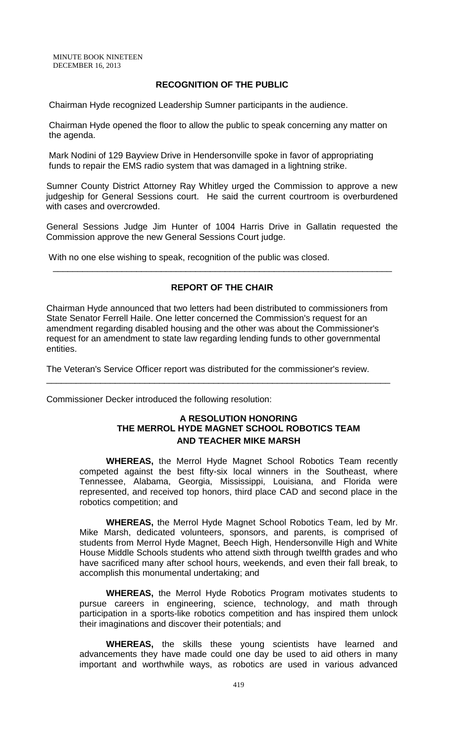## RECOGNITION OF THE PUBLIC

Chairman Hyde recognized Leadership Sumner participants in the audience.

Chairman Hyde opened the floor to allow the public to speak concerning any matter on the agenda.

Mark Nodini of 129 Bayview Drive in Hendersonville spoke in favor of appropriating funds to repair the EMS radio system that was damaged in a lightning strike.

Sumner County District Attorney Ray Whitley urged the Commission to approve a new judgeship for General Sessions court. He said the current courtroom is overburdened with cases and overcrowded.

General Sessions Judge Jim Hunter of 1004 Harris Drive in Gallatin requested the Commission approve the new General Sessions Court judge.

With no one else wishing to speak, recognition of the public was closed.

---

## REPORT OF THE CHAIR

Chairman Hyde announced that two letters had been distributed to commissioners from State Senator Ferrell Haile. One letter concerned the Commission's request for an amendment regarding disabled housing and the other was about the Commissioner's request for an amendment to state law regarding lending funds to other governmental entities.

The Veteran's Service Officer report was distributed for the commissioner's review.

---

Commissioner Decker introduced the following resolution:

### A RESOLUTION HONORING THE MERROL HYDE MAGNET SCHOOL ROBOTICS TEAM AND TEACHER MIKE MARSH

**WHEREAS,** the Merrol Hyde Magnet School Robotics Team recently competed against the best fifty-six local winners in the Southeast, where Tennessee, Alabama, Georgia, Mississippi, Louisiana, and Florida were represented, and received top honors, third place CAD and second place in the robotics competition; and

**WHEREAS,** the Merrol Hyde Magnet School Robotics Team, led by Mr. Mike Marsh, dedicated volunteers, sponsors, and parents, is comprised of students from Merrol Hyde Magnet, Beech High, Hendersonville High and White House Middle Schools students who attend sixth through twelfth grades and who have sacrificed many after school hours, weekends, and even their fall break, to accomplish this monumental undertaking; and

**WHEREAS,** the Merrol Hyde Robotics Program motivates students to pursue careers in engineering, science, technology, and math through participation in a sports-like robotics competition and has inspired them unlock their imaginations and discover their potentials; and

**WHEREAS,** the skills these young scientists have learned and advancements they have made could one day be used to aid others in many important and worthwhile ways, as robotics are used in various advanced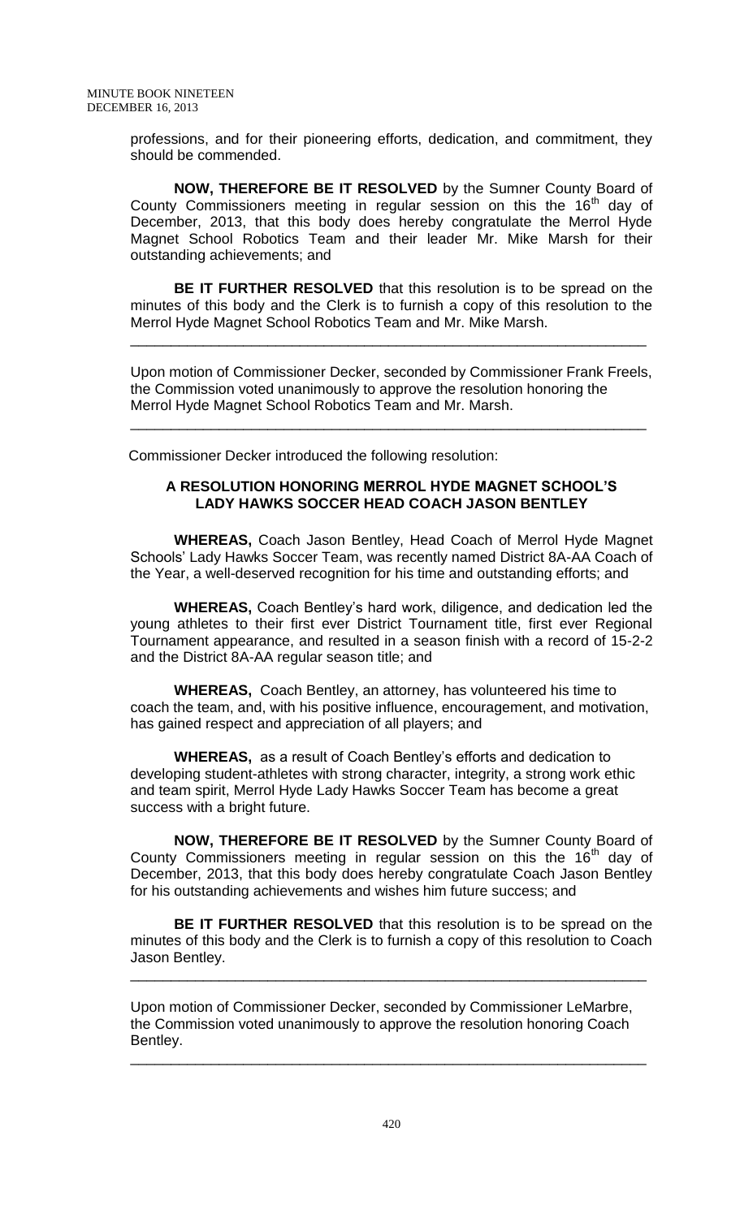professions, and for their pioneering efforts, dedication, and commitment, they should be commended.

**NOW, THEREFORE BE IT RESOLVED** by the Sumner County Board of County Commissioners meeting in regular session on this the 16th day of December, 2013, that this body does hereby congratulate the Merrol Hyde Magnet School Robotics Team and their leader Mr. Mike Marsh for their outstanding achievements; and

**BE IT FURTHER RESOLVED** that this resolution is to be spread on the minutes of this body and the Clerk is to furnish a copy of this resolution to the Merrol Hyde Magnet School Robotics Team and Mr. Mike Marsh.

---

Upon motion of Commissioner Decker, seconded by Commissioner Frank Freels, the Commission voted unanimously to approve the resolution honoring the Merrol Hyde Magnet School Robotics Team and Mr. Marsh.

---

Commissioner Decker introduced the following resolution:

**A RESOLUTION HONORING MERROL HYDE MAGNET SCHOOL'S LADY HAWKS SOCCER HEAD COACH JASON BENTLEY**

**WHEREAS,** Coach Jason Bentley, Head Coach of Merrol Hyde Magnet Schools' Lady Hawks Soccer Team, was recently named District 8A-AA Coach of the Year, a well-deserved recognition for his time and outstanding efforts; and

**WHEREAS,** Coach Bentley's hard work, diligence, and dedication led the young athletes to their first ever District Tournament title, first ever Regional Tournament appearance, and resulted in a season finish with a record of 15-2-2 and the District 8A-AA regular season title; and

**WHEREAS,** Coach Bentley, an attorney, has volunteered his time to coach the team, and, with his positive influence, encouragement, and motivation, has gained respect and appreciation of all players; and

**WHEREAS,** as a result of Coach Bentley's efforts and dedication to developing student-athletes with strong character, integrity, a strong work ethic and team spirit, Merrol Hyde Lady Hawks Soccer Team has become a great success with a bright future.

**NOW, THEREFORE BE IT RESOLVED** by the Sumner County Board of County Commissioners meeting in regular session on this the 16th day of December, 2013, that this body does hereby congratulate Coach Jason Bentley for his outstanding achievements and wishes him future success; and

**BE IT FURTHER RESOLVED** that this resolution is to be spread on the minutes of this body and the Clerk is to furnish a copy of this resolution to Coach Jason Bentley.

---

Upon motion of Commissioner Decker, seconded by Commissioner LeMarbre, the Commission voted unanimously to approve the resolution honoring Coach Bentley.

---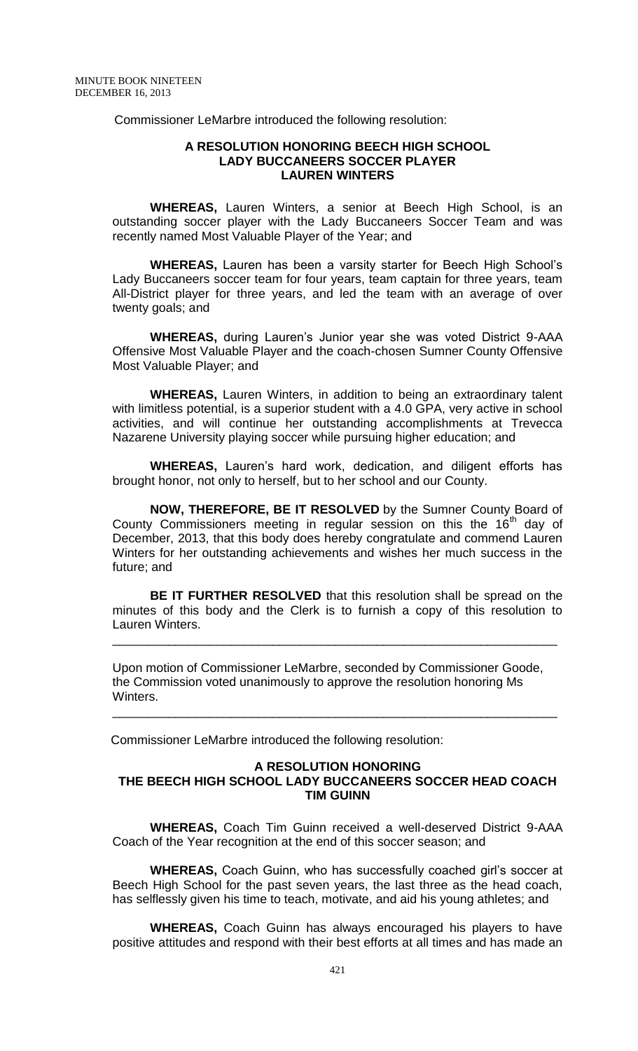Commissioner LeMarbre introduced the following resolution:

**A RESOLUTION HONORING BEECH HIGH SCHOOL LADY BUCCANEERS SOCCER PLAYER LAUREN WINTERS**

**WHEREAS,** Lauren Winters, a senior at Beech High School, is an outstanding soccer player with the Lady Buccaneers Soccer Team and was recently named Most Valuable Player of the Year; and

**WHEREAS,** Lauren has been a varsity starter for Beech High School's Lady Buccaneers soccer team for four years, team captain for three years, team All-District player for three years, and led the team with an average of over twenty goals; and

**WHEREAS,** during Lauren's Junior year she was voted District 9-AAA Offensive Most Valuable Player and the coach-chosen Sumner County Offensive Most Valuable Player; and

**WHEREAS,** Lauren Winters, in addition to being an extraordinary talent with limitless potential, is a superior student with a 4.0 GPA, very active in school activities, and will continue her outstanding accomplishments at Trevecca Nazarene University playing soccer while pursuing higher education; and

**WHEREAS,** Lauren's hard work, dedication, and diligent efforts has brought honor, not only to herself, but to her school and our County.

**NOW, THEREFORE, BE IT RESOLVED** by the Sumner County Board of County Commissioners meeting in regular session on this the 16th day of December, 2013, that this body does hereby congratulate and commend Lauren Winters for her outstanding achievements and wishes her much success in the future; and

**BE IT FURTHER RESOLVED** that this resolution shall be spread on the minutes of this body and the Clerk is to furnish a copy of this resolution to Lauren Winters.

---

Upon motion of Commissioner LeMarbre, seconded by Commissioner Goode, the Commission voted unanimously to approve the resolution honoring Ms Winters.

---

Commissioner LeMarbre introduced the following resolution:

**A RESOLUTION HONORING THE BEECH HIGH SCHOOL LADY BUCCANEERS SOCCER HEAD COACH TIM GUINN**

**WHEREAS,** Coach Tim Guinn received a well-deserved District 9-AAA Coach of the Year recognition at the end of this soccer season; and

**WHEREAS,** Coach Guinn, who has successfully coached girl's soccer at Beech High School for the past seven years, the last three as the head coach, has selflessly given his time to teach, motivate, and aid his young athletes; and

**WHEREAS,** Coach Guinn has always encouraged his players to have positive attitudes and respond with their best efforts at all times and has made an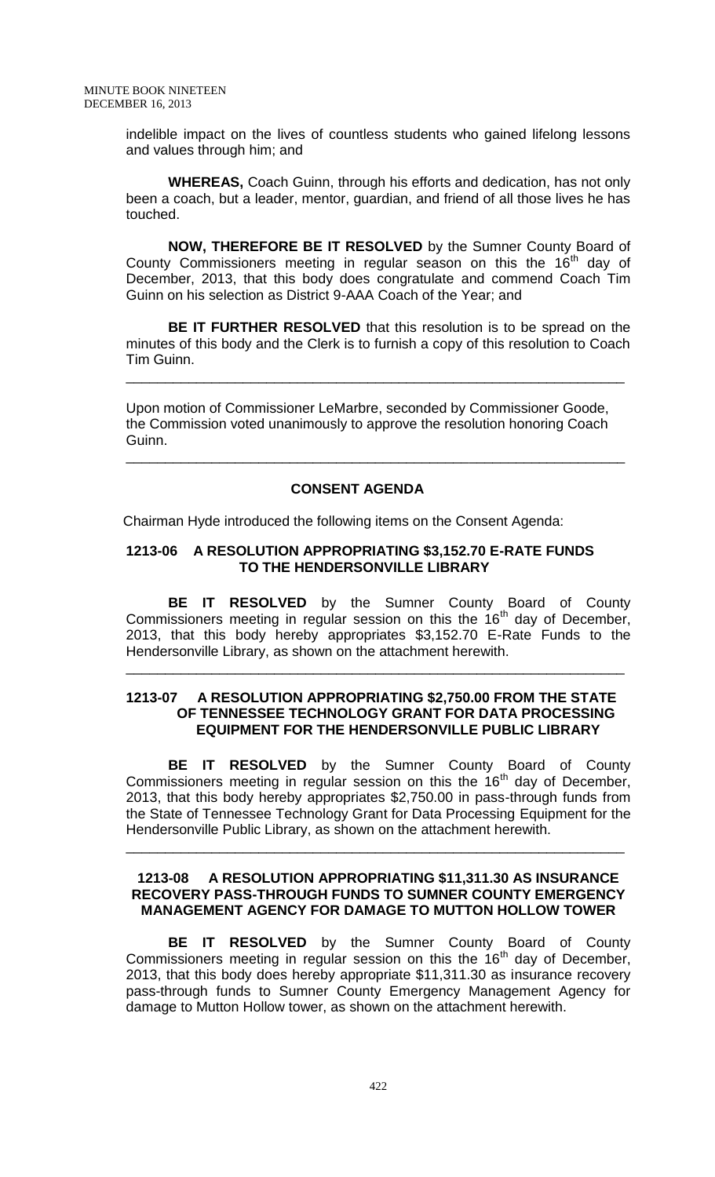indelible impact on the lives of countless students who gained lifelong lessons and values through him; and

**WHEREAS,** Coach Guinn, through his efforts and dedication, has not only been a coach, but a leader, mentor, guardian, and friend of all those lives he has touched.

**NOW, THEREFORE BE IT RESOLVED** by the Sumner County Board of County Commissioners meeting in regular season on this the 16th day of December, 2013, that this body does congratulate and commend Coach Tim Guinn on his selection as District 9-AAA Coach of the Year; and

**BE IT FURTHER RESOLVED** that this resolution is to be spread on the minutes of this body and the Clerk is to furnish a copy of this resolution to Coach Tim Guinn.

---

Upon motion of Commissioner LeMarbre, seconded by Commissioner Goode, the Commission voted unanimously to approve the resolution honoring Coach Guinn.

---

## CONSENT AGENDA

Chairman Hyde introduced the following items on the Consent Agenda:

### 1213-06 A RESOLUTION APPROPRIATING $3,152.70 E-RATE FUNDS TO THE HENDERSONVILLE LIBRARY

**BE IT RESOLVED** by the Sumner County Board of County Commissioners meeting in regular session on this the 16th day of December, 2013, that this body hereby appropriates $3,152.70 E-Rate Funds to the Hendersonville Library, as shown on the attachment herewith.

---

### 1213-07 A RESOLUTION APPROPRIATING $2,750.00 FROM THE STATE OF TENNESSEE TECHNOLOGY GRANT FOR DATA PROCESSING EQUIPMENT FOR THE HENDERSONVILLE PUBLIC LIBRARY

**BE IT RESOLVED** by the Sumner County Board of County Commissioners meeting in regular session on this the 16th day of December, 2013, that this body hereby appropriates $2,750.00 in pass-through funds from the State of Tennessee Technology Grant for Data Processing Equipment for the Hendersonville Public Library, as shown on the attachment herewith.

---

### 1213-08 A RESOLUTION APPROPRIATING $11,311.30 AS INSURANCE RECOVERY PASS-THROUGH FUNDS TO SUMNER COUNTY EMERGENCY MANAGEMENT AGENCY FOR DAMAGE TO MUTTON HOLLOW TOWER

**BE IT RESOLVED** by the Sumner County Board of County Commissioners meeting in regular session on this the 16th day of December, 2013, that this body does hereby appropriate $11,311.30 as insurance recovery pass-through funds to Sumner County Emergency Management Agency for damage to Mutton Hollow tower, as shown on the attachment herewith.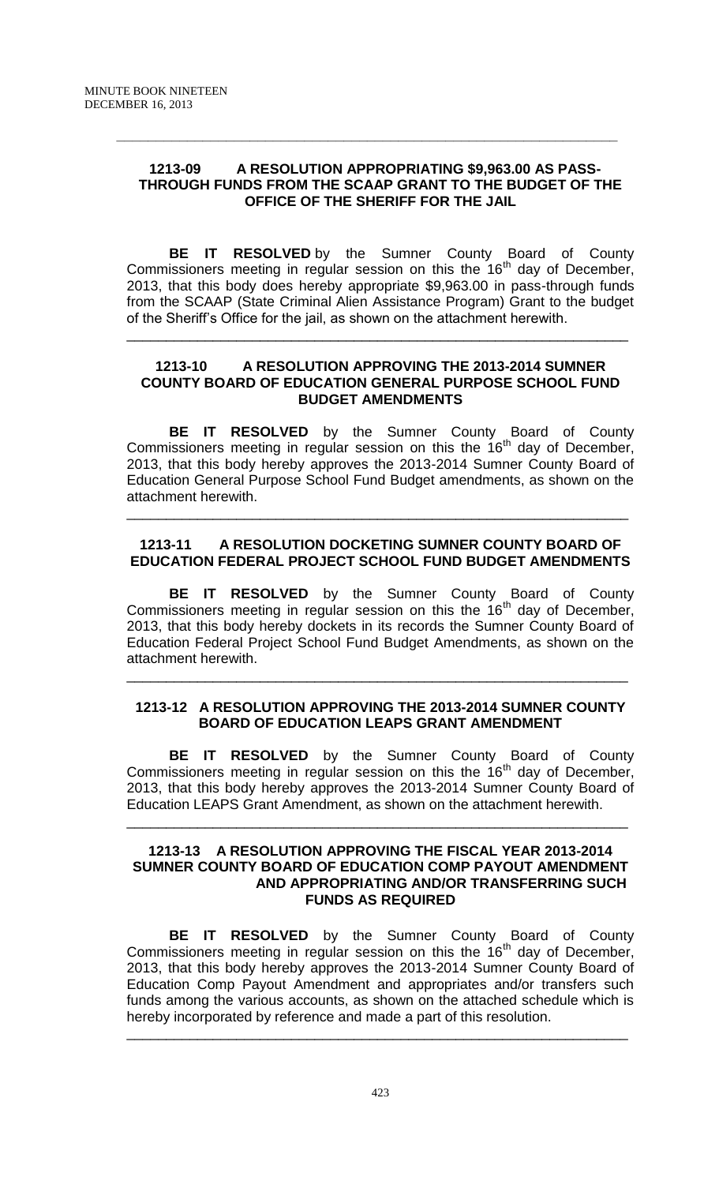**1213-09 A RESOLUTION APPROPRIATING $9,963.00 AS PASS-THROUGH FUNDS FROM THE SCAAP GRANT TO THE BUDGET OF THE OFFICE OF THE SHERIFF FOR THE JAIL**

**BE IT RESOLVED** by the Sumner County Board of County Commissioners meeting in regular session on this the 16th day of December, 2013, that this body does hereby appropriate $9,963.00 in pass-through funds from the SCAAP (State Criminal Alien Assistance Program) Grant to the budget of the Sheriff's Office for the jail, as shown on the attachment herewith.

---

**1213-10 A RESOLUTION APPROVING THE 2013-2014 SUMNER COUNTY BOARD OF EDUCATION GENERAL PURPOSE SCHOOL FUND BUDGET AMENDMENTS**

**BE IT RESOLVED** by the Sumner County Board of County Commissioners meeting in regular session on this the 16th day of December, 2013, that this body hereby approves the 2013-2014 Sumner County Board of Education General Purpose School Fund Budget amendments, as shown on the attachment herewith.

---

**1213-11 A RESOLUTION DOCKETING SUMNER COUNTY BOARD OF EDUCATION FEDERAL PROJECT SCHOOL FUND BUDGET AMENDMENTS**

**BE IT RESOLVED** by the Sumner County Board of County Commissioners meeting in regular session on this the 16th day of December, 2013, that this body hereby dockets in its records the Sumner County Board of Education Federal Project School Fund Budget Amendments, as shown on the attachment herewith.

---

**1213-12 A RESOLUTION APPROVING THE 2013-2014 SUMNER COUNTY BOARD OF EDUCATION LEAPS GRANT AMENDMENT**

**BE IT RESOLVED** by the Sumner County Board of County Commissioners meeting in regular session on this the 16th day of December, 2013, that this body hereby approves the 2013-2014 Sumner County Board of Education LEAPS Grant Amendment, as shown on the attachment herewith.

---

**1213-13 A RESOLUTION APPROVING THE FISCAL YEAR 2013-2014 SUMNER COUNTY BOARD OF EDUCATION COMP PAYOUT AMENDMENT AND APPROPRIATING AND/OR TRANSFERRING SUCH FUNDS AS REQUIRED**

**BE IT RESOLVED** by the Sumner County Board of County Commissioners meeting in regular session on this the 16th day of December, 2013, that this body hereby approves the 2013-2014 Sumner County Board of Education Comp Payout Amendment and appropriates and/or transfers such funds among the various accounts, as shown on the attached schedule which is hereby incorporated by reference and made a part of this resolution.

---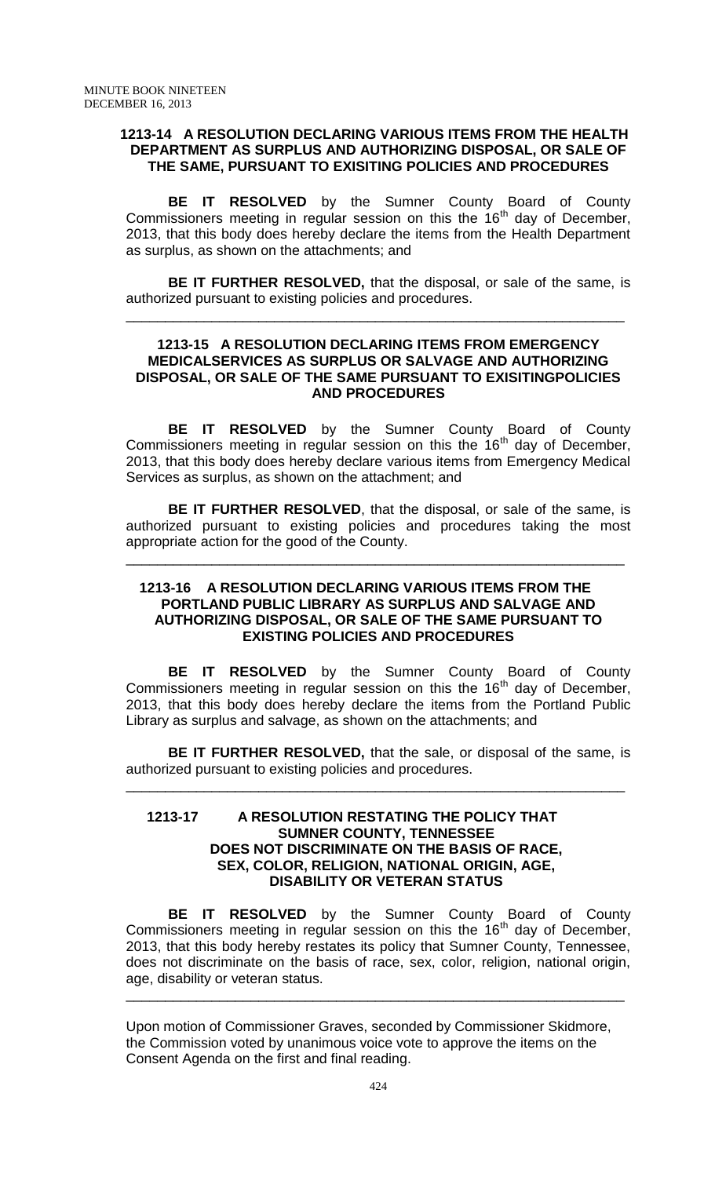**1213-14 A RESOLUTION DECLARING VARIOUS ITEMS FROM THE HEALTH DEPARTMENT AS SURPLUS AND AUTHORIZING DISPOSAL, OR SALE OF THE SAME, PURSUANT TO EXISITING POLICIES AND PROCEDURES**

**BE IT RESOLVED** by the Sumner County Board of County Commissioners meeting in regular session on this the 16th day of December, 2013, that this body does hereby declare the items from the Health Department as surplus, as shown on the attachments; and

**BE IT FURTHER RESOLVED,** that the disposal, or sale of the same, is authorized pursuant to existing policies and procedures.

---

**1213-15 A RESOLUTION DECLARING ITEMS FROM EMERGENCY MEDICALSERVICES AS SURPLUS OR SALVAGE AND AUTHORIZING DISPOSAL, OR SALE OF THE SAME PURSUANT TO EXISITINGPOLICIES AND PROCEDURES**

**BE IT RESOLVED** by the Sumner County Board of County Commissioners meeting in regular session on this the 16th day of December, 2013, that this body does hereby declare various items from Emergency Medical Services as surplus, as shown on the attachment; and

**BE IT FURTHER RESOLVED**, that the disposal, or sale of the same, is authorized pursuant to existing policies and procedures taking the most appropriate action for the good of the County.

---

**1213-16 A RESOLUTION DECLARING VARIOUS ITEMS FROM THE PORTLAND PUBLIC LIBRARY AS SURPLUS AND SALVAGE AND AUTHORIZING DISPOSAL, OR SALE OF THE SAME PURSUANT TO EXISTING POLICIES AND PROCEDURES**

**BE IT RESOLVED** by the Sumner County Board of County Commissioners meeting in regular session on this the 16th day of December, 2013, that this body does hereby declare the items from the Portland Public Library as surplus and salvage, as shown on the attachments; and

**BE IT FURTHER RESOLVED,** that the sale, or disposal of the same, is authorized pursuant to existing policies and procedures.

---

**1213-17 A RESOLUTION RESTATING THE POLICY THAT SUMNER COUNTY, TENNESSEE DOES NOT DISCRIMINATE ON THE BASIS OF RACE, SEX, COLOR, RELIGION, NATIONAL ORIGIN, AGE, DISABILITY OR VETERAN STATUS**

**BE IT RESOLVED** by the Sumner County Board of County Commissioners meeting in regular session on this the 16th day of December, 2013, that this body hereby restates its policy that Sumner County, Tennessee, does not discriminate on the basis of race, sex, color, religion, national origin, age, disability or veteran status.

---

Upon motion of Commissioner Graves, seconded by Commissioner Skidmore, the Commission voted by unanimous voice vote to approve the items on the Consent Agenda on the first and final reading.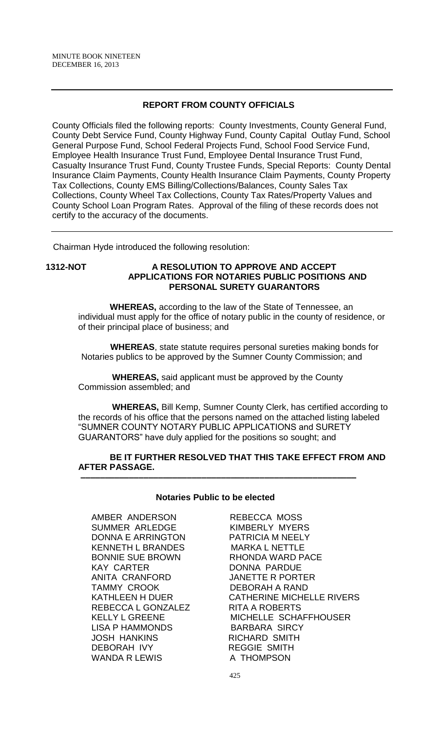## REPORT FROM COUNTY OFFICIALS

County Officials filed the following reports: County Investments, County General Fund, County Debt Service Fund, County Highway Fund, County Capital Outlay Fund, School General Purpose Fund, School Federal Projects Fund, School Food Service Fund, Employee Health Insurance Trust Fund, Employee Dental Insurance Trust Fund, Casualty Insurance Trust Fund, County Trustee Funds, Special Reports: County Dental Insurance Claim Payments, County Health Insurance Claim Payments, County Property Tax Collections, County EMS Billing/Collections/Balances, County Sales Tax Collections, County Wheel Tax Collections, County Tax Rates/Property Values and County School Loan Program Rates. Approval of the filing of these records does not certify to the accuracy of the documents.

---

Chairman Hyde introduced the following resolution:

**1312-NOT A RESOLUTION TO APPROVE AND ACCEPT APPLICATIONS FOR NOTARIES PUBLIC POSITIONS AND PERSONAL SURETY GUARANTORS**

**WHEREAS,** according to the law of the State of Tennessee, an individual must apply for the office of notary public in the county of residence, or of their principal place of business; and

**WHEREAS**, state statute requires personal sureties making bonds for Notaries publics to be approved by the Sumner County Commission; and

**WHEREAS,** said applicant must be approved by the County Commission assembled; and

**WHEREAS,** Bill Kemp, Sumner County Clerk, has certified according to the records of his office that the persons named on the attached listing labeled "SUMNER COUNTY NOTARY PUBLIC APPLICATIONS and SURETY GUARANTORS" have duly applied for the positions so sought; and

**BE IT FURTHER RESOLVED THAT THIS TAKE EFFECT FROM AND AFTER PASSAGE.**

---

**Notaries Public to be elected**

AMBER ANDERSON
SUMMER ARLEDGE
DONNA E ARRINGTON
KENNETH L BRANDES
BONNIE SUE BROWN
KAY CARTER
ANITA CRANFORD
TAMMY CROOK
KATHLEEN H DUER
REBECCA L GONZALEZ
KELLY L GREENE
LISA P HAMMONDS
JOSH HANKINS
DEBORAH IVY
WANDA R LEWIS
REBECCA MOSS
KIMBERLY MYERS
PATRICIA M NEELY
MARKA L NETTLE
RHONDA WARD PACE
DONNA PARDUE
JANETTE R PORTER
DEBORAH A RAND
CATHERINE MICHELLE RIVERS
RITA A ROBERTS
MICHELLE SCHAFFHOUSER
BARBARA SIRCY
RICHARD SMITH
REGGIE SMITH
A THOMPSON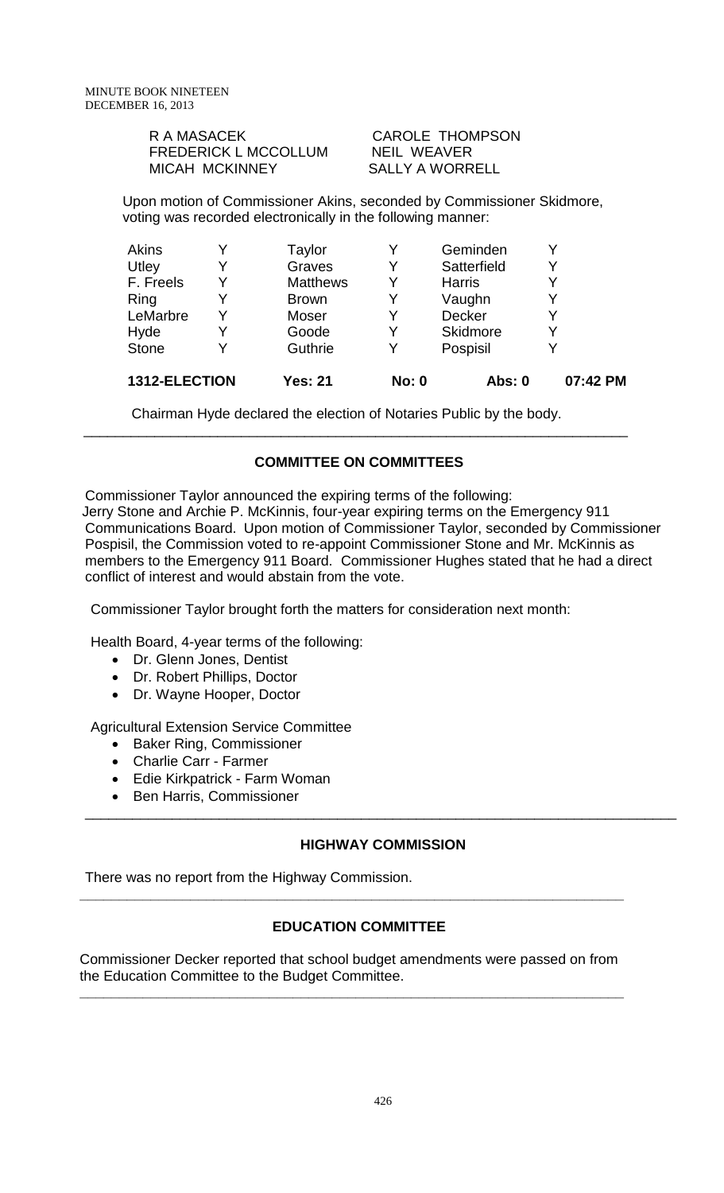| | |
|---|---|
| R A MASACEK | CAROLE THOMPSON |
| FREDERICK L MCCOLLUM | NEIL WEAVER |
| MICAH MCKINNEY | SALLY A WORRELL |

Upon motion of Commissioner Akins, seconded by Commissioner Skidmore, voting was recorded electronically in the following manner:

| | | | | | |
|---|---|---|---|---|---|
| Akins | Y | Taylor | Y | Geminden | Y |
| Utley | Y | Graves | Y | Satterfield | Y |
| F. Freels | Y | Matthews | Y | Harris | Y |
| Ring | Y | Brown | Y | Vaughn | Y |
| LeMarbre | Y | Moser | Y | Decker | Y |
| Hyde | Y | Goode | Y | Skidmore | Y |
| Stone | Y | Guthrie | Y | Pospisil | Y |

**1312-ELECTION  Yes: 21  No: 0  Abs: 0  07:42 PM**

Chairman Hyde declared the election of Notaries Public by the body.

---

## COMMITTEE ON COMMITTEES

Commissioner Taylor announced the expiring terms of the following:
Jerry Stone and Archie P. McKinnis, four-year expiring terms on the Emergency 911 Communications Board. Upon motion of Commissioner Taylor, seconded by Commissioner Pospisil, the Commission voted to re-appoint Commissioner Stone and Mr. McKinnis as members to the Emergency 911 Board. Commissioner Hughes stated that he had a direct conflict of interest and would abstain from the vote.

Commissioner Taylor brought forth the matters for consideration next month:

Health Board, 4-year terms of the following:

- Dr. Glenn Jones, Dentist
- Dr. Robert Phillips, Doctor
- Dr. Wayne Hooper, Doctor

Agricultural Extension Service Committee

- Baker Ring, Commissioner
- Charlie Carr - Farmer
- Edie Kirkpatrick - Farm Woman
- Ben Harris, Commissioner

---

## HIGHWAY COMMISSION

There was no report from the Highway Commission.

---

## EDUCATION COMMITTEE

Commissioner Decker reported that school budget amendments were passed on from the Education Committee to the Budget Committee.

---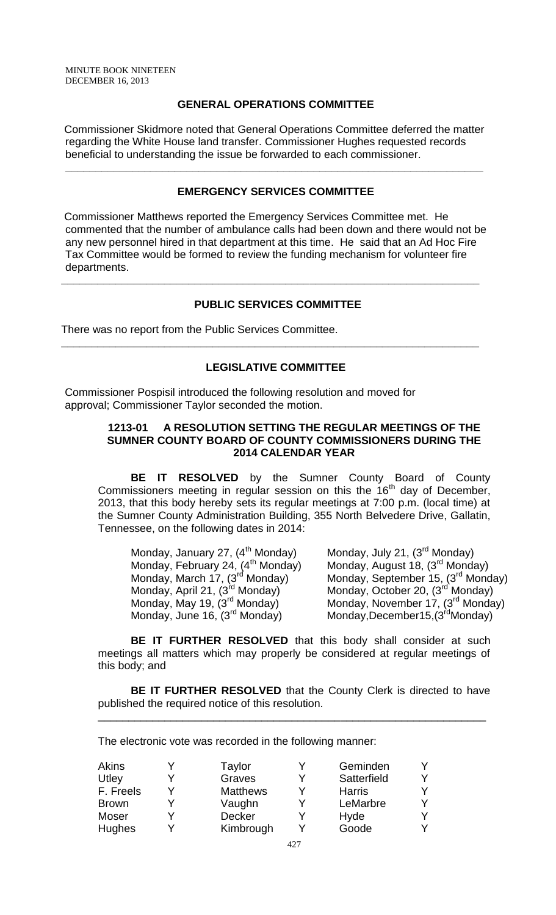## GENERAL OPERATIONS COMMITTEE

Commissioner Skidmore noted that General Operations Committee deferred the matter regarding the White House land transfer. Commissioner Hughes requested records beneficial to understanding the issue be forwarded to each commissioner.

---

## EMERGENCY SERVICES COMMITTEE

Commissioner Matthews reported the Emergency Services Committee met. He commented that the number of ambulance calls had been down and there would not be any new personnel hired in that department at this time. He said that an Ad Hoc Fire Tax Committee would be formed to review the funding mechanism for volunteer fire departments.

---

## PUBLIC SERVICES COMMITTEE

There was no report from the Public Services Committee.

---

## LEGISLATIVE COMMITTEE

Commissioner Pospisil introduced the following resolution and moved for approval; Commissioner Taylor seconded the motion.

### 1213-01 A RESOLUTION SETTING THE REGULAR MEETINGS OF THE SUMNER COUNTY BOARD OF COUNTY COMMISSIONERS DURING THE 2014 CALENDAR YEAR

**BE IT RESOLVED** by the Sumner County Board of County Commissioners meeting in regular session on this the 16th day of December, 2013, that this body hereby sets its regular meetings at 7:00 p.m. (local time) at the Sumner County Administration Building, 355 North Belvedere Drive, Gallatin, Tennessee, on the following dates in 2014:

| | |
|---|---|
| Monday, January 27, (4th Monday) | Monday, July 21, (3rd Monday) |
| Monday, February 24, (4th Monday) | Monday, August 18, (3rd Monday) |
| Monday, March 17, (3rd Monday) | Monday, September 15, (3rd Monday) |
| Monday, April 21, (3rd Monday) | Monday, October 20, (3rd Monday) |
| Monday, May 19, (3rd Monday) | Monday, November 17, (3rd Monday) |
| Monday, June 16, (3rd Monday) | Monday,December15,(3rdMonday) |

**BE IT FURTHER RESOLVED** that this body shall consider at such meetings all matters which may properly be considered at regular meetings of this body; and

**BE IT FURTHER RESOLVED** that the County Clerk is directed to have published the required notice of this resolution.

---

The electronic vote was recorded in the following manner:

| | | | | | |
|---|---|---|---|---|---|
| Akins | Y | Taylor | Y | Geminden | Y |
| Utley | Y | Graves | Y | Satterfield | Y |
| F. Freels | Y | Matthews | Y | Harris | Y |
| Brown | Y | Vaughn | Y | LeMarbre | Y |
| Moser | Y | Decker | Y | Hyde | Y |
| Hughes | Y | Kimbrough | Y | Goode | Y |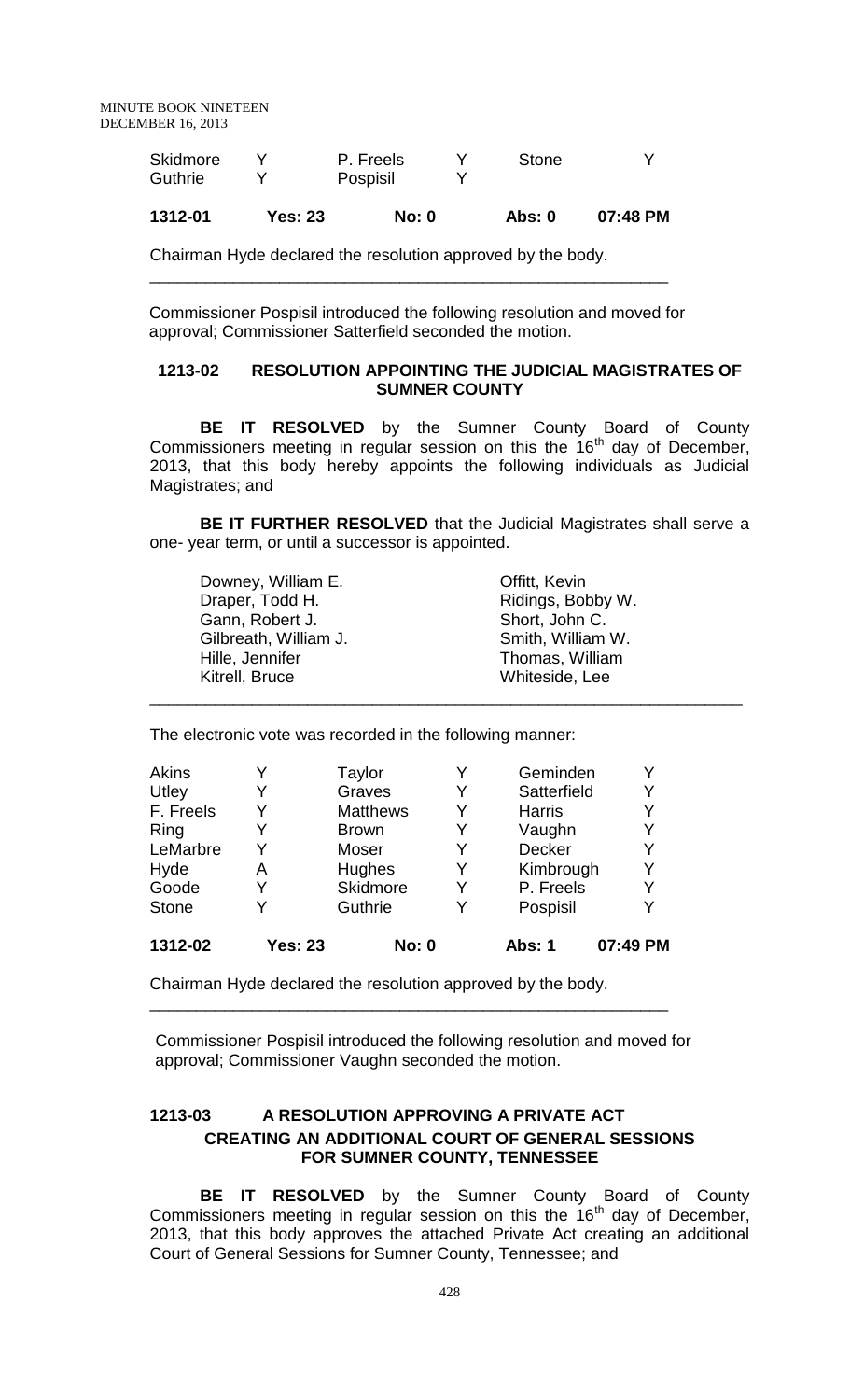| Skidmore | Y | P. Freels | Y | Stone | Y |
|---|---|---|---|---|---|
| Guthrie | Y | Pospisil | Y | | |

**1312-01 Yes: 23 No: 0 Abs: 0 07:48 PM**

Chairman Hyde declared the resolution approved by the body.

---

Commissioner Pospisil introduced the following resolution and moved for approval; Commissioner Satterfield seconded the motion.

## 1213-02 RESOLUTION APPOINTING THE JUDICIAL MAGISTRATES OF SUMNER COUNTY

**BE IT RESOLVED** by the Sumner County Board of County Commissioners meeting in regular session on this the 16th day of December, 2013, that this body hereby appoints the following individuals as Judicial Magistrates; and

**BE IT FURTHER RESOLVED** that the Judicial Magistrates shall serve a one- year term, or until a successor is appointed.

| | |
|---|---|
| Downey, William E. | Offitt, Kevin |
| Draper, Todd H. | Ridings, Bobby W. |
| Gann, Robert J. | Short, John C. |
| Gilbreath, William J. | Smith, William W. |
| Hille, Jennifer | Thomas, William |
| Kitrell, Bruce | Whiteside, Lee |

---

The electronic vote was recorded in the following manner:

| Akins | Y | Taylor | Y | Geminden | Y |
|---|---|---|---|---|---|
| Utley | Y | Graves | Y | Satterfield | Y |
| F. Freels | Y | Matthews | Y | Harris | Y |
| Ring | Y | Brown | Y | Vaughn | Y |
| LeMarbre | Y | Moser | Y | Decker | Y |
| Hyde | A | Hughes | Y | Kimbrough | Y |
| Goode | Y | Skidmore | Y | P. Freels | Y |
| Stone | Y | Guthrie | Y | Pospisil | Y |

**1312-02 Yes: 23 No: 0 Abs: 1 07:49 PM**

Chairman Hyde declared the resolution approved by the body.

---

Commissioner Pospisil introduced the following resolution and moved for approval; Commissioner Vaughn seconded the motion.

## 1213-03 A RESOLUTION APPROVING A PRIVATE ACT CREATING AN ADDITIONAL COURT OF GENERAL SESSIONS FOR SUMNER COUNTY, TENNESSEE

**BE IT RESOLVED** by the Sumner County Board of County Commissioners meeting in regular session on this the 16th day of December, 2013, that this body approves the attached Private Act creating an additional Court of General Sessions for Sumner County, Tennessee; and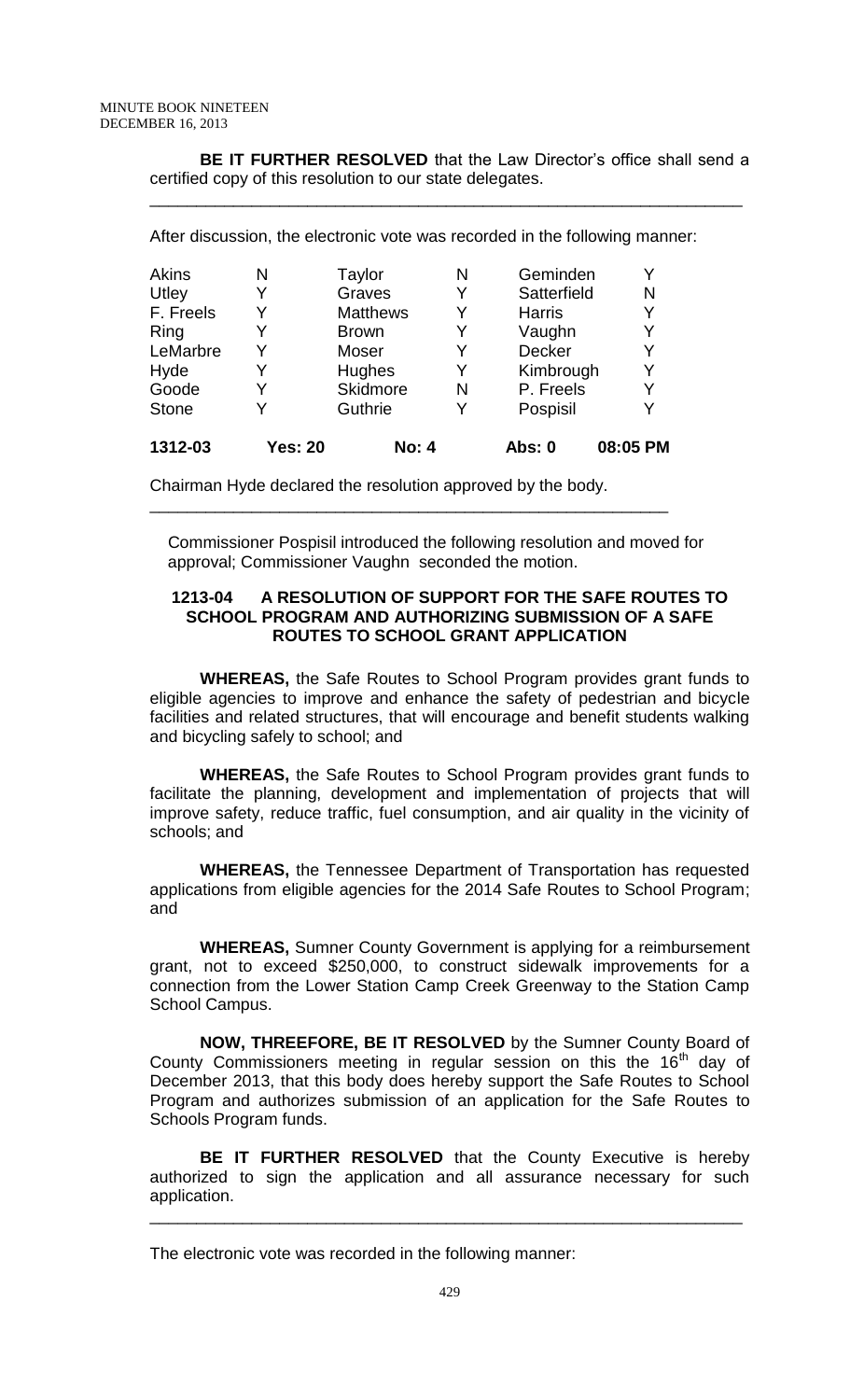**BE IT FURTHER RESOLVED** that the Law Director's office shall send a certified copy of this resolution to our state delegates.

---

After discussion, the electronic vote was recorded in the following manner:

| | | | | | |
|---|---|---|---|---|---|
| Akins | N | Taylor | N | Geminden | Y |
| Utley | Y | Graves | Y | Satterfield | N |
| F. Freels | Y | Matthews | Y | Harris | Y |
| Ring | Y | Brown | Y | Vaughn | Y |
| LeMarbre | Y | Moser | Y | Decker | Y |
| Hyde | Y | Hughes | Y | Kimbrough | Y |
| Goode | Y | Skidmore | N | P. Freels | Y |
| Stone | Y | Guthrie | Y | Pospisil | Y |
| **1312-03** | **Yes: 20** | **No: 4** | | **Abs: 0** | **08:05 PM** |

Chairman Hyde declared the resolution approved by the body.

---

Commissioner Pospisil introduced the following resolution and moved for approval; Commissioner Vaughn seconded the motion.

### 1213-04 A RESOLUTION OF SUPPORT FOR THE SAFE ROUTES TO SCHOOL PROGRAM AND AUTHORIZING SUBMISSION OF A SAFE ROUTES TO SCHOOL GRANT APPLICATION

**WHEREAS,** the Safe Routes to School Program provides grant funds to eligible agencies to improve and enhance the safety of pedestrian and bicycle facilities and related structures, that will encourage and benefit students walking and bicycling safely to school; and

**WHEREAS,** the Safe Routes to School Program provides grant funds to facilitate the planning, development and implementation of projects that will improve safety, reduce traffic, fuel consumption, and air quality in the vicinity of schools; and

**WHEREAS,** the Tennessee Department of Transportation has requested applications from eligible agencies for the 2014 Safe Routes to School Program; and

**WHEREAS,** Sumner County Government is applying for a reimbursement grant, not to exceed $250,000, to construct sidewalk improvements for a connection from the Lower Station Camp Creek Greenway to the Station Camp School Campus.

**NOW, THREEFORE, BE IT RESOLVED** by the Sumner County Board of County Commissioners meeting in regular session on this the 16th day of December 2013, that this body does hereby support the Safe Routes to School Program and authorizes submission of an application for the Safe Routes to Schools Program funds.

**BE IT FURTHER RESOLVED** that the County Executive is hereby authorized to sign the application and all assurance necessary for such application.

---

The electronic vote was recorded in the following manner: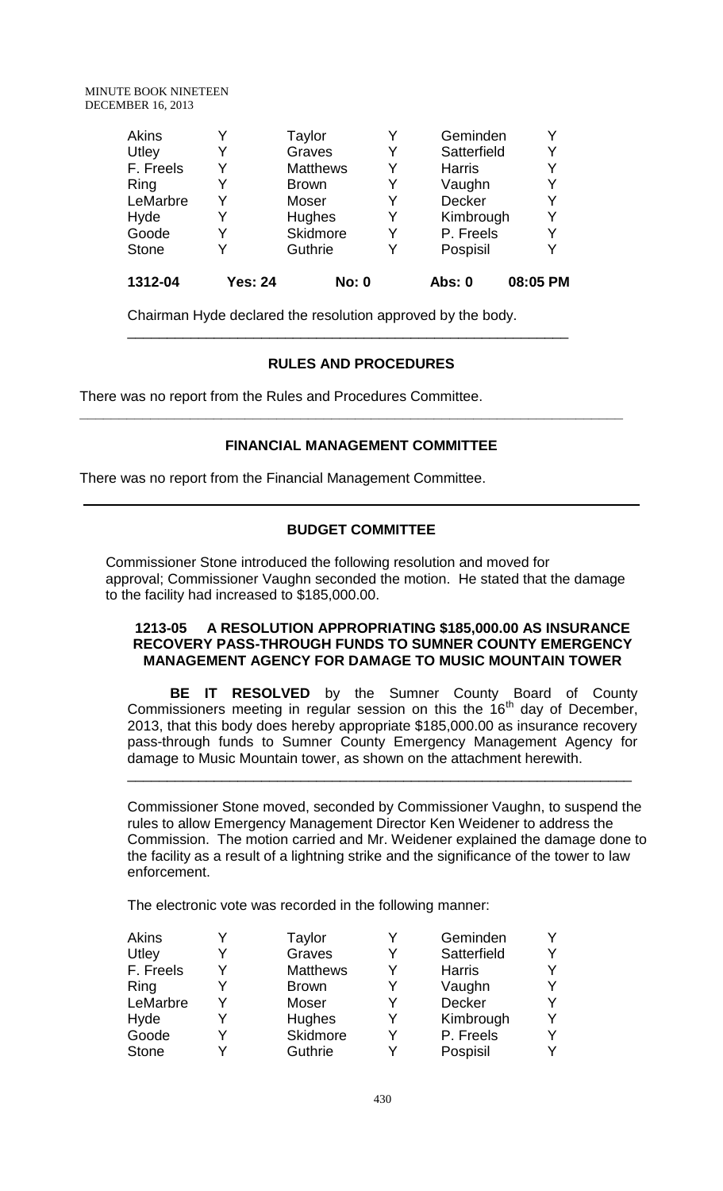| Akins | Y | Taylor | Y | Geminden | Y |
|---|---|---|---|---|---|
| Utley | Y | Graves | Y | Satterfield | Y |
| F. Freels | Y | Matthews | Y | Harris | Y |
| Ring | Y | Brown | Y | Vaughn | Y |
| LeMarbre | Y | Moser | Y | Decker | Y |
| Hyde | Y | Hughes | Y | Kimbrough | Y |
| Goode | Y | Skidmore | Y | P. Freels | Y |
| Stone | Y | Guthrie | Y | Pospisil | Y |
| **1312-04** | **Yes: 24** | **No: 0** | | **Abs: 0** | **08:05 PM** |

Chairman Hyde declared the resolution approved by the body.

---

## RULES AND PROCEDURES

There was no report from the Rules and Procedures Committee.

---

## FINANCIAL MANAGEMENT COMMITTEE

There was no report from the Financial Management Committee.

---

## BUDGET COMMITTEE

Commissioner Stone introduced the following resolution and moved for approval; Commissioner Vaughn seconded the motion. He stated that the damage to the facility had increased to $185,000.00.

**1213-05 A RESOLUTION APPROPRIATING $185,000.00 AS INSURANCE RECOVERY PASS-THROUGH FUNDS TO SUMNER COUNTY EMERGENCY MANAGEMENT AGENCY FOR DAMAGE TO MUSIC MOUNTAIN TOWER**

**BE IT RESOLVED** by the Sumner County Board of County Commissioners meeting in regular session on this the 16th day of December, 2013, that this body does hereby appropriate $185,000.00 as insurance recovery pass-through funds to Sumner County Emergency Management Agency for damage to Music Mountain tower, as shown on the attachment herewith.

---

Commissioner Stone moved, seconded by Commissioner Vaughn, to suspend the rules to allow Emergency Management Director Ken Weidener to address the Commission. The motion carried and Mr. Weidener explained the damage done to the facility as a result of a lightning strike and the significance of the tower to law enforcement.

The electronic vote was recorded in the following manner:

| Akins | Y | Taylor | Y | Geminden | Y |
|---|---|---|---|---|---|
| Utley | Y | Graves | Y | Satterfield | Y |
| F. Freels | Y | Matthews | Y | Harris | Y |
| Ring | Y | Brown | Y | Vaughn | Y |
| LeMarbre | Y | Moser | Y | Decker | Y |
| Hyde | Y | Hughes | Y | Kimbrough | Y |
| Goode | Y | Skidmore | Y | P. Freels | Y |
| Stone | Y | Guthrie | Y | Pospisil | Y |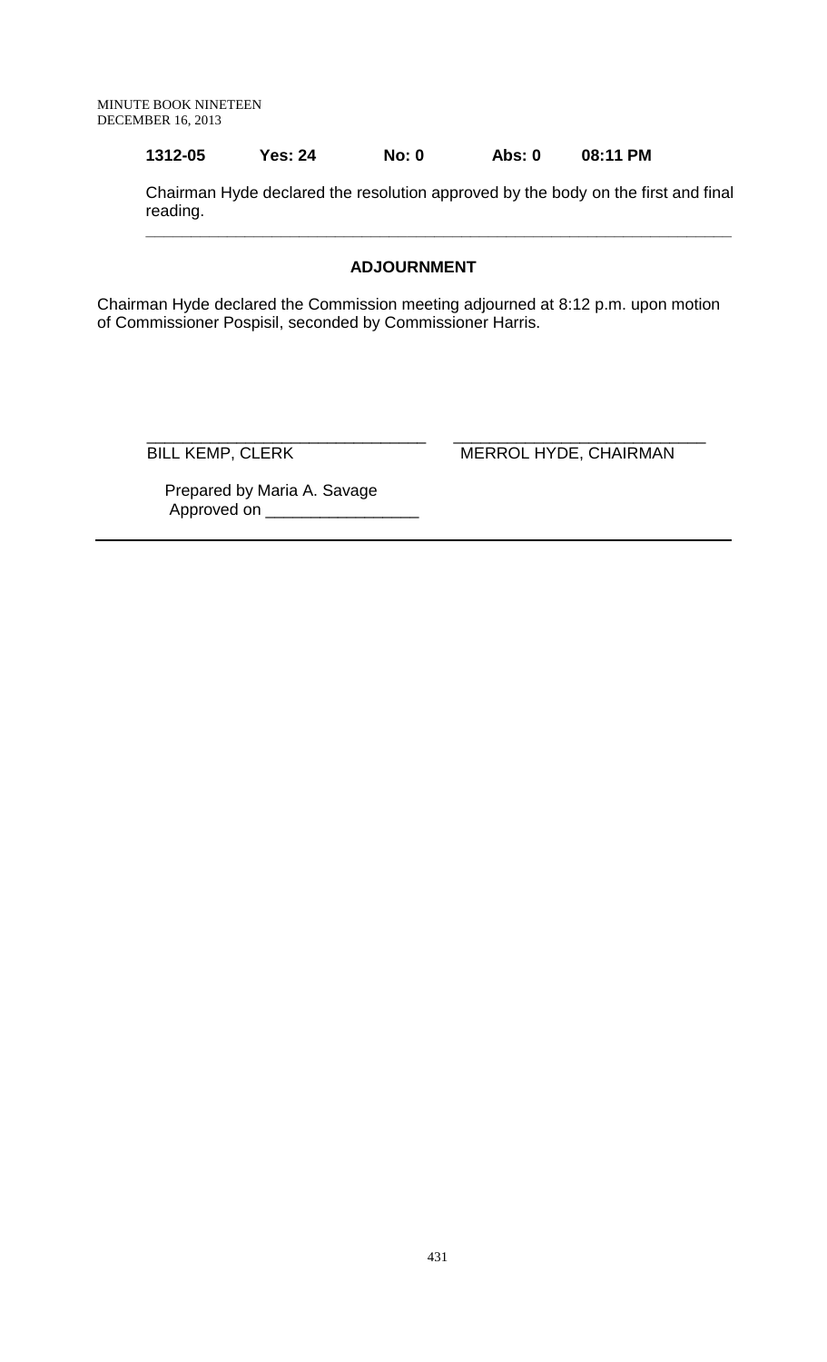| | | | | |
|---|---|---|---|---|
| **1312-05** | **Yes: 24** | **No: 0** | **Abs: 0** | **08:11 PM** |

Chairman Hyde declared the resolution approved by the body on the first and final reading.

---

## ADJOURNMENT

Chairman Hyde declared the Commission meeting adjourned at 8:12 p.m. upon motion of Commissioner Pospisil, seconded by Commissioner Harris.

_______________________________ &nbsp;&nbsp;&nbsp; ____________________________

BILL KEMP, CLERK &nbsp;&nbsp;&nbsp; MERROL HYDE, CHAIRMAN

Prepared by Maria A. Savage

Approved on ________________